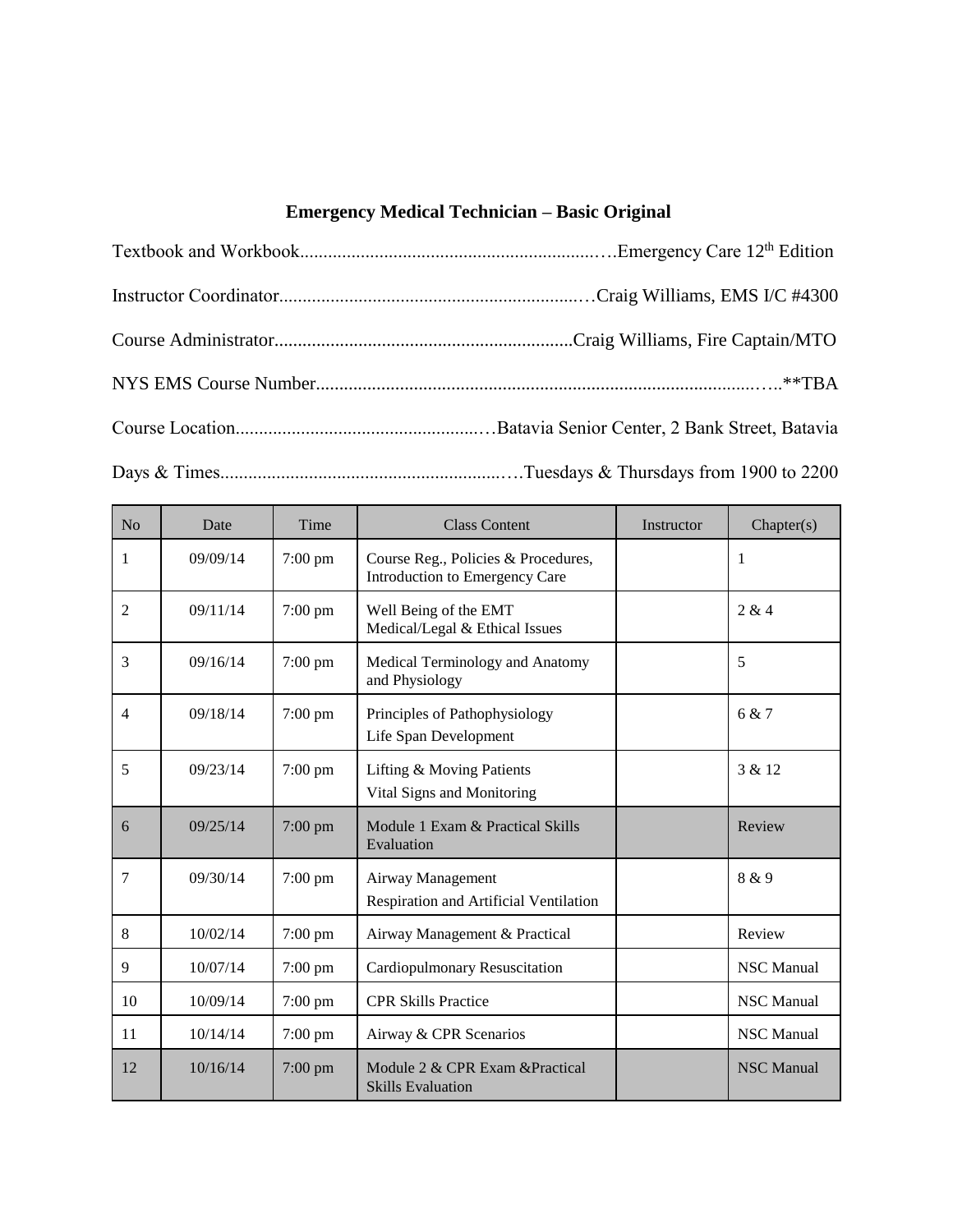# Emergency Medical Technician – Basic Original

Textbook and Workbook.................................................................….Emergency Care 12th Edition

Instructor Coordinator.................................................................…Craig Williams, EMS I/C #4300

Course Administrator................................................................Craig Williams, Fire Captain/MTO

NYS EMS Course Number...............................................................................................…..**TBA

Course Location.....................................................…Batavia Senior Center, 2 Bank Street, Batavia

Days & Times.............................................................….Tuesdays & Thursdays from 1900 to 2200

| No | Date | Time | Class Content | Instructor | Chapter(s) |
|---|---|---|---|---|---|
| 1 | 09/09/14 | 7:00 pm | Course Reg., Policies & Procedures, Introduction to Emergency Care | | 1 |
| 2 | 09/11/14 | 7:00 pm | Well Being of the EMT<br>Medical/Legal & Ethical Issues | | 2 & 4 |
| 3 | 09/16/14 | 7:00 pm | Medical Terminology and Anatomy and Physiology | | 5 |
| 4 | 09/18/14 | 7:00 pm | Principles of Pathophysiology<br>Life Span Development | | 6 & 7 |
| 5 | 09/23/14 | 7:00 pm | Lifting & Moving Patients<br>Vital Signs and Monitoring | | 3 & 12 |
| 6 | 09/25/14 | 7:00 pm | Module 1 Exam & Practical Skills Evaluation | | Review |
| 7 | 09/30/14 | 7:00 pm | Airway Management<br>Respiration and Artificial Ventilation | | 8 & 9 |
| 8 | 10/02/14 | 7:00 pm | Airway Management & Practical | | Review |
| 9 | 10/07/14 | 7:00 pm | Cardiopulmonary Resuscitation | | NSC Manual |
| 10 | 10/09/14 | 7:00 pm | CPR Skills Practice | | NSC Manual |
| 11 | 10/14/14 | 7:00 pm | Airway & CPR Scenarios | | NSC Manual |
| 12 | 10/16/14 | 7:00 pm | Module 2 & CPR Exam &Practical Skills Evaluation | | NSC Manual |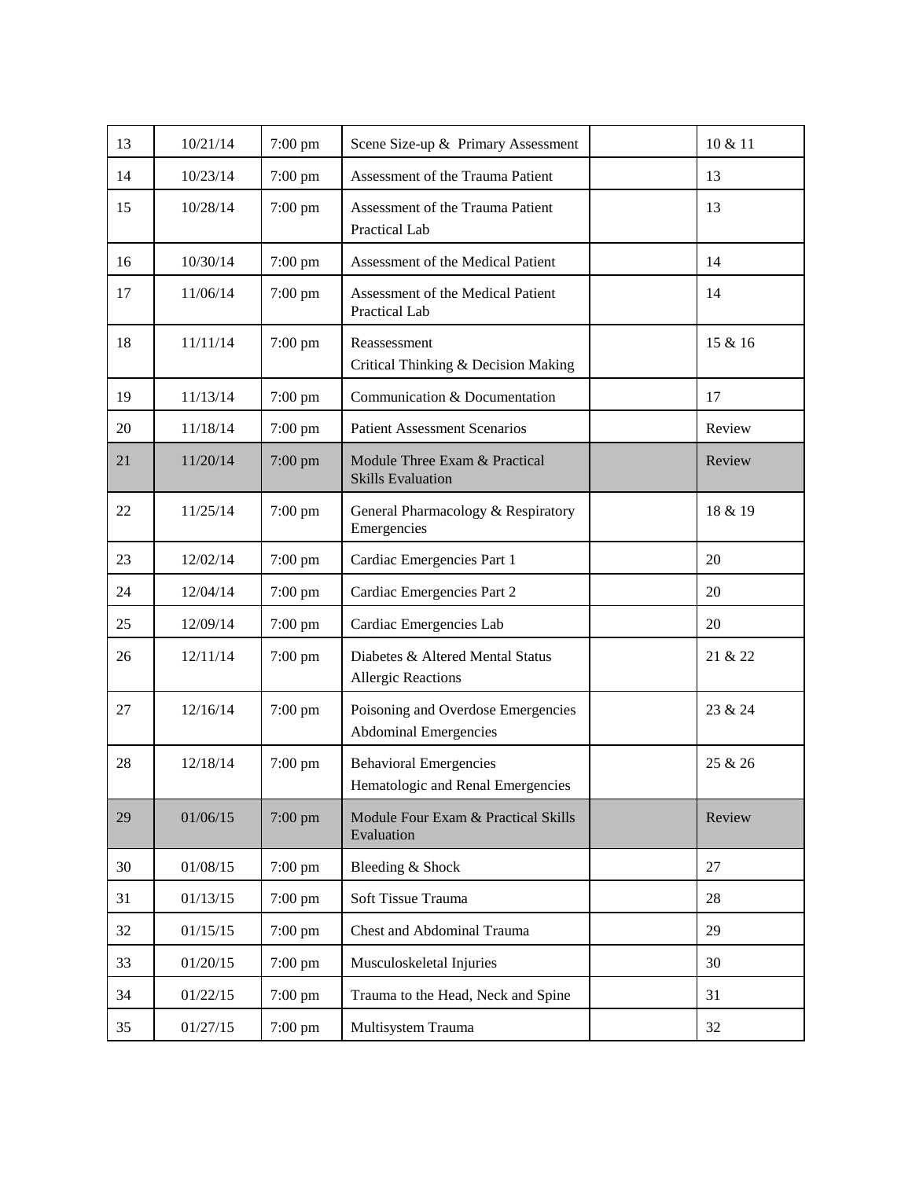| | | | | | |
|---|---|---|---|---|---|
| 13 | 10/21/14 | 7:00 pm | Scene Size-up & Primary Assessment | | 10 & 11 |
| 14 | 10/23/14 | 7:00 pm | Assessment of the Trauma Patient | | 13 |
| 15 | 10/28/14 | 7:00 pm | Assessment of the Trauma Patient Practical Lab | | 13 |
| 16 | 10/30/14 | 7:00 pm | Assessment of the Medical Patient | | 14 |
| 17 | 11/06/14 | 7:00 pm | Assessment of the Medical Patient Practical Lab | | 14 |
| 18 | 11/11/14 | 7:00 pm | Reassessment<br>Critical Thinking & Decision Making | | 15 & 16 |
| 19 | 11/13/14 | 7:00 pm | Communication & Documentation | | 17 |
| 20 | 11/18/14 | 7:00 pm | Patient Assessment Scenarios | | Review |
| 21 | 11/20/14 | 7:00 pm | Module Three Exam & Practical Skills Evaluation | | Review |
| 22 | 11/25/14 | 7:00 pm | General Pharmacology & Respiratory Emergencies | | 18 & 19 |
| 23 | 12/02/14 | 7:00 pm | Cardiac Emergencies Part 1 | | 20 |
| 24 | 12/04/14 | 7:00 pm | Cardiac Emergencies Part 2 | | 20 |
| 25 | 12/09/14 | 7:00 pm | Cardiac Emergencies Lab | | 20 |
| 26 | 12/11/14 | 7:00 pm | Diabetes & Altered Mental Status<br>Allergic Reactions | | 21 & 22 |
| 27 | 12/16/14 | 7:00 pm | Poisoning and Overdose Emergencies<br>Abdominal Emergencies | | 23 & 24 |
| 28 | 12/18/14 | 7:00 pm | Behavioral Emergencies<br>Hematologic and Renal Emergencies | | 25 & 26 |
| 29 | 01/06/15 | 7:00 pm | Module Four Exam & Practical Skills Evaluation | | Review |
| 30 | 01/08/15 | 7:00 pm | Bleeding & Shock | | 27 |
| 31 | 01/13/15 | 7:00 pm | Soft Tissue Trauma | | 28 |
| 32 | 01/15/15 | 7:00 pm | Chest and Abdominal Trauma | | 29 |
| 33 | 01/20/15 | 7:00 pm | Musculoskeletal Injuries | | 30 |
| 34 | 01/22/15 | 7:00 pm | Trauma to the Head, Neck and Spine | | 31 |
| 35 | 01/27/15 | 7:00 pm | Multisystem Trauma | | 32 |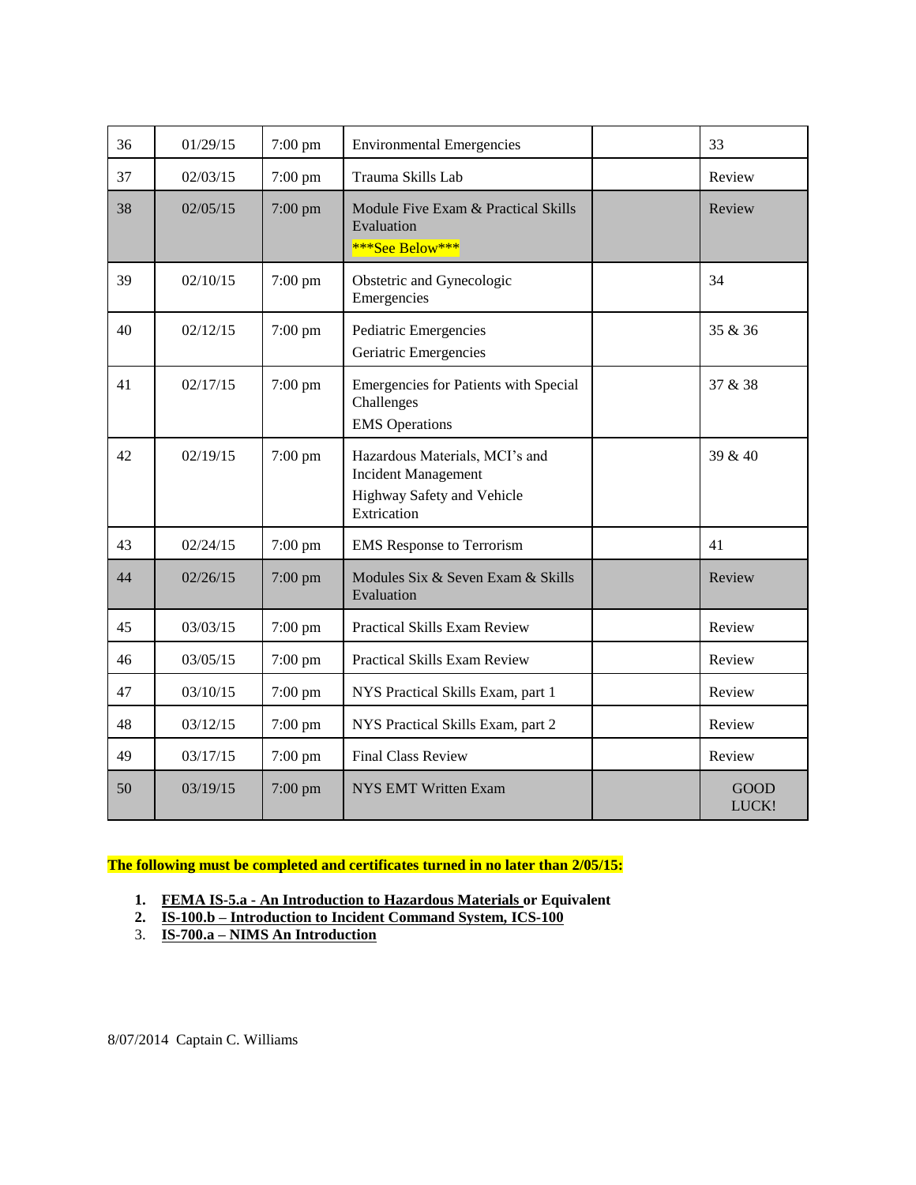| | | | | | |
|---|---|---|---|---|---|
| 36 | 01/29/15 | 7:00 pm | Environmental Emergencies | | 33 |
| 37 | 02/03/15 | 7:00 pm | Trauma Skills Lab | | Review |
| 38 | 02/05/15 | 7:00 pm | Module Five Exam & Practical Skills Evaluation ***See Below*** | | Review |
| 39 | 02/10/15 | 7:00 pm | Obstetric and Gynecologic Emergencies | | 34 |
| 40 | 02/12/15 | 7:00 pm | Pediatric Emergencies<br>Geriatric Emergencies | | 35 & 36 |
| 41 | 02/17/15 | 7:00 pm | Emergencies for Patients with Special Challenges<br>EMS Operations | | 37 & 38 |
| 42 | 02/19/15 | 7:00 pm | Hazardous Materials, MCI's and Incident Management<br>Highway Safety and Vehicle Extrication | | 39 & 40 |
| 43 | 02/24/15 | 7:00 pm | EMS Response to Terrorism | | 41 |
| 44 | 02/26/15 | 7:00 pm | Modules Six & Seven Exam & Skills Evaluation | | Review |
| 45 | 03/03/15 | 7:00 pm | Practical Skills Exam Review | | Review |
| 46 | 03/05/15 | 7:00 pm | Practical Skills Exam Review | | Review |
| 47 | 03/10/15 | 7:00 pm | NYS Practical Skills Exam, part 1 | | Review |
| 48 | 03/12/15 | 7:00 pm | NYS Practical Skills Exam, part 2 | | Review |
| 49 | 03/17/15 | 7:00 pm | Final Class Review | | Review |
| 50 | 03/19/15 | 7:00 pm | NYS EMT Written Exam | | GOOD LUCK! |

**The following must be completed and certificates turned in no later than 2/05/15:**

1. **FEMA IS-5.a - An Introduction to Hazardous Materials or Equivalent**
2. **IS-100.b – Introduction to Incident Command System, ICS-100**
3. **IS-700.a – NIMS An Introduction**

8/07/2014 Captain C. Williams